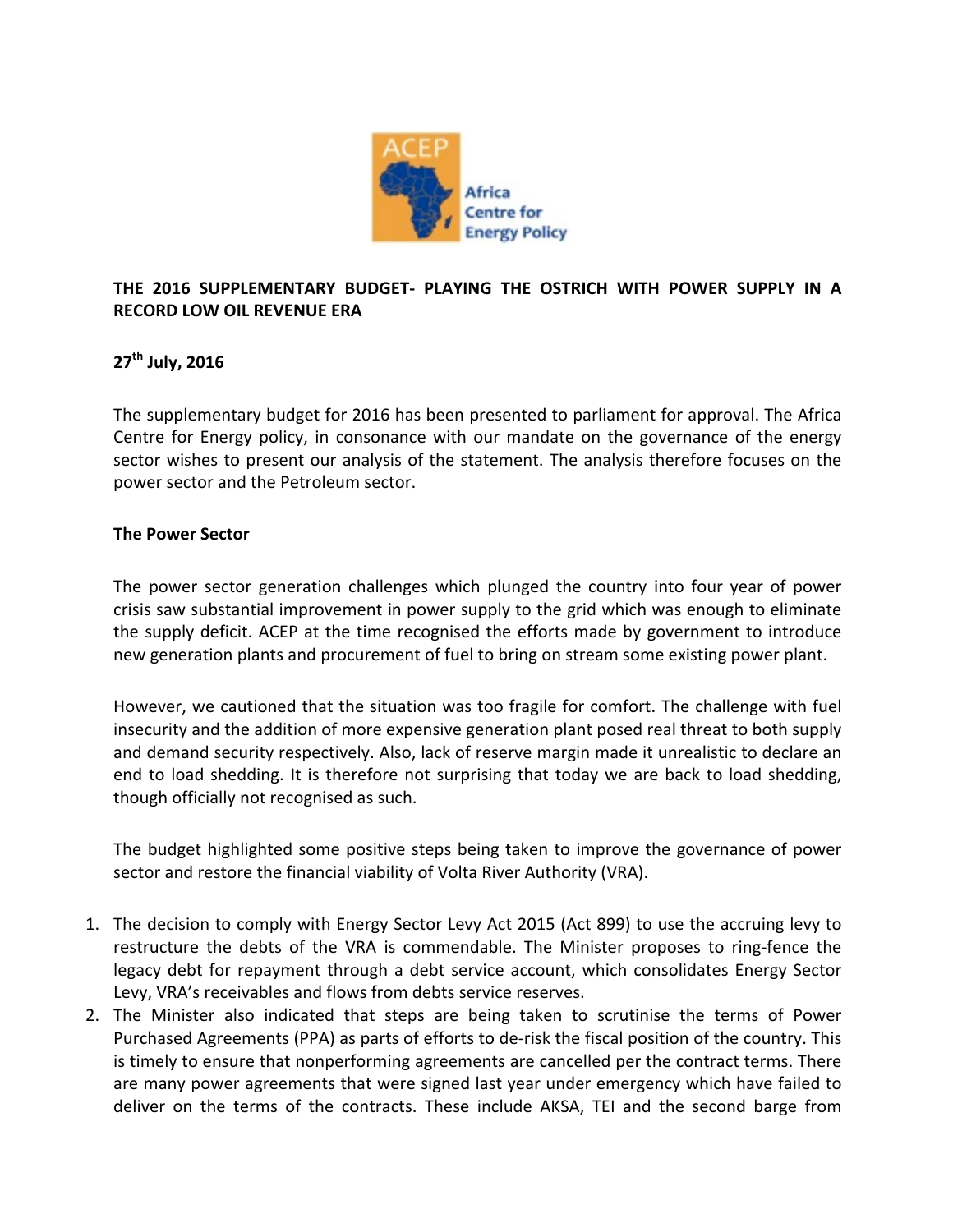**THE 2016 SUPPLEMENTARY BUDGET- PLAYING THE OSTRICH WITH POWER SUPPLY IN A RECORD LOW OIL REVENUE ERA**

**27th July, 2016**

The supplementary budget for 2016 has been presented to parliament for approval. The Africa Centre for Energy policy, in consonance with our mandate on the governance of the energy sector wishes to present our analysis of the statement. The analysis therefore focuses on the power sector and the Petroleum sector.

**The Power Sector**

The power sector generation challenges which plunged the country into four year of power crisis saw substantial improvement in power supply to the grid which was enough to eliminate the supply deficit. ACEP at the time recognised the efforts made by government to introduce new generation plants and procurement of fuel to bring on stream some existing power plant.

However, we cautioned that the situation was too fragile for comfort. The challenge with fuel insecurity and the addition of more expensive generation plant posed real threat to both supply and demand security respectively. Also, lack of reserve margin made it unrealistic to declare an end to load shedding. It is therefore not surprising that today we are back to load shedding, though officially not recognised as such.

The budget highlighted some positive steps being taken to improve the governance of power sector and restore the financial viability of Volta River Authority (VRA).

1. The decision to comply with Energy Sector Levy Act 2015 (Act 899) to use the accruing levy to restructure the debts of the VRA is commendable. The Minister proposes to ring-fence the legacy debt for repayment through a debt service account, which consolidates Energy Sector Levy, VRA's receivables and flows from debts service reserves.
2. The Minister also indicated that steps are being taken to scrutinise the terms of Power Purchased Agreements (PPA) as parts of efforts to de-risk the fiscal position of the country. This is timely to ensure that nonperforming agreements are cancelled per the contract terms. There are many power agreements that were signed last year under emergency which have failed to deliver on the terms of the contracts. These include AKSA, TEI and the second barge from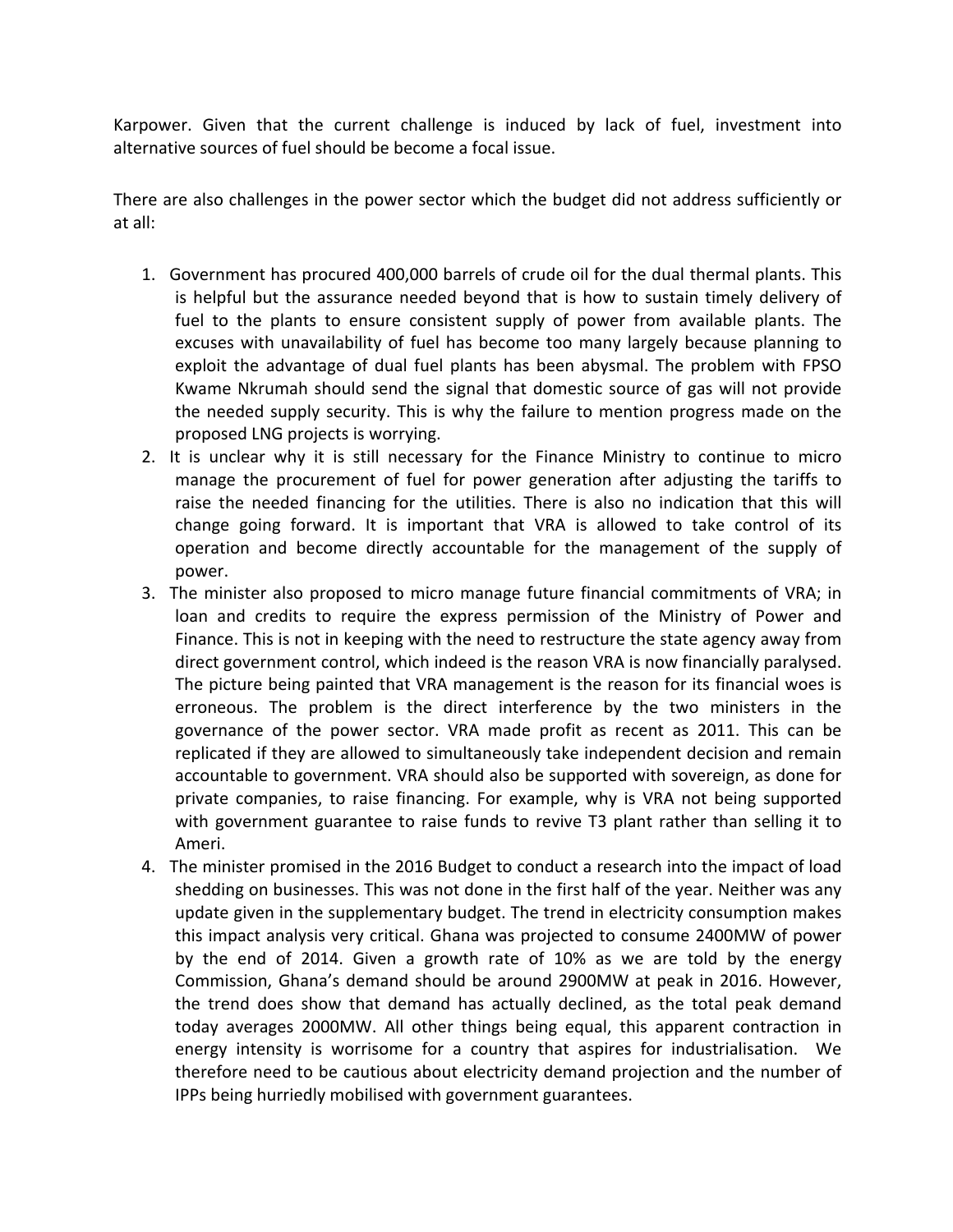Karpower. Given that the current challenge is induced by lack of fuel, investment into alternative sources of fuel should be become a focal issue.

There are also challenges in the power sector which the budget did not address sufficiently or at all:

1. Government has procured 400,000 barrels of crude oil for the dual thermal plants. This is helpful but the assurance needed beyond that is how to sustain timely delivery of fuel to the plants to ensure consistent supply of power from available plants. The excuses with unavailability of fuel has become too many largely because planning to exploit the advantage of dual fuel plants has been abysmal. The problem with FPSO Kwame Nkrumah should send the signal that domestic source of gas will not provide the needed supply security. This is why the failure to mention progress made on the proposed LNG projects is worrying.
2. It is unclear why it is still necessary for the Finance Ministry to continue to micro manage the procurement of fuel for power generation after adjusting the tariffs to raise the needed financing for the utilities. There is also no indication that this will change going forward. It is important that VRA is allowed to take control of its operation and become directly accountable for the management of the supply of power.
3. The minister also proposed to micro manage future financial commitments of VRA; in loan and credits to require the express permission of the Ministry of Power and Finance. This is not in keeping with the need to restructure the state agency away from direct government control, which indeed is the reason VRA is now financially paralysed. The picture being painted that VRA management is the reason for its financial woes is erroneous. The problem is the direct interference by the two ministers in the governance of the power sector. VRA made profit as recent as 2011. This can be replicated if they are allowed to simultaneously take independent decision and remain accountable to government. VRA should also be supported with sovereign, as done for private companies, to raise financing. For example, why is VRA not being supported with government guarantee to raise funds to revive T3 plant rather than selling it to Ameri.
4. The minister promised in the 2016 Budget to conduct a research into the impact of load shedding on businesses. This was not done in the first half of the year. Neither was any update given in the supplementary budget. The trend in electricity consumption makes this impact analysis very critical. Ghana was projected to consume 2400MW of power by the end of 2014. Given a growth rate of 10% as we are told by the energy Commission, Ghana's demand should be around 2900MW at peak in 2016. However, the trend does show that demand has actually declined, as the total peak demand today averages 2000MW. All other things being equal, this apparent contraction in energy intensity is worrisome for a country that aspires for industrialisation. We therefore need to be cautious about electricity demand projection and the number of IPPs being hurriedly mobilised with government guarantees.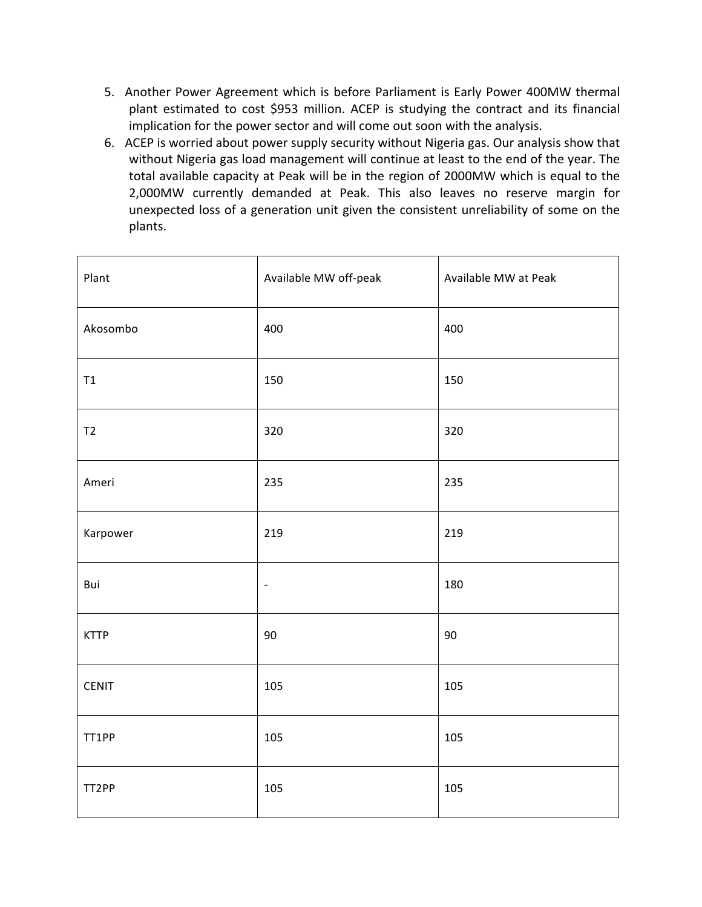5. Another Power Agreement which is before Parliament is Early Power 400MW thermal plant estimated to cost $953 million. ACEP is studying the contract and its financial implication for the power sector and will come out soon with the analysis.
6. ACEP is worried about power supply security without Nigeria gas. Our analysis show that without Nigeria gas load management will continue at least to the end of the year. The total available capacity at Peak will be in the region of 2000MW which is equal to the 2,000MW currently demanded at Peak. This also leaves no reserve margin for unexpected loss of a generation unit given the consistent unreliability of some on the plants.

| Plant | Available MW off-peak | Available MW at Peak |
|---|---|---|
| Akosombo | 400 | 400 |
| T1 | 150 | 150 |
| T2 | 320 | 320 |
| Ameri | 235 | 235 |
| Karpower | 219 | 219 |
| Bui | - | 180 |
| KTTP | 90 | 90 |
| CENIT | 105 | 105 |
| TT1PP | 105 | 105 |
| TT2PP | 105 | 105 |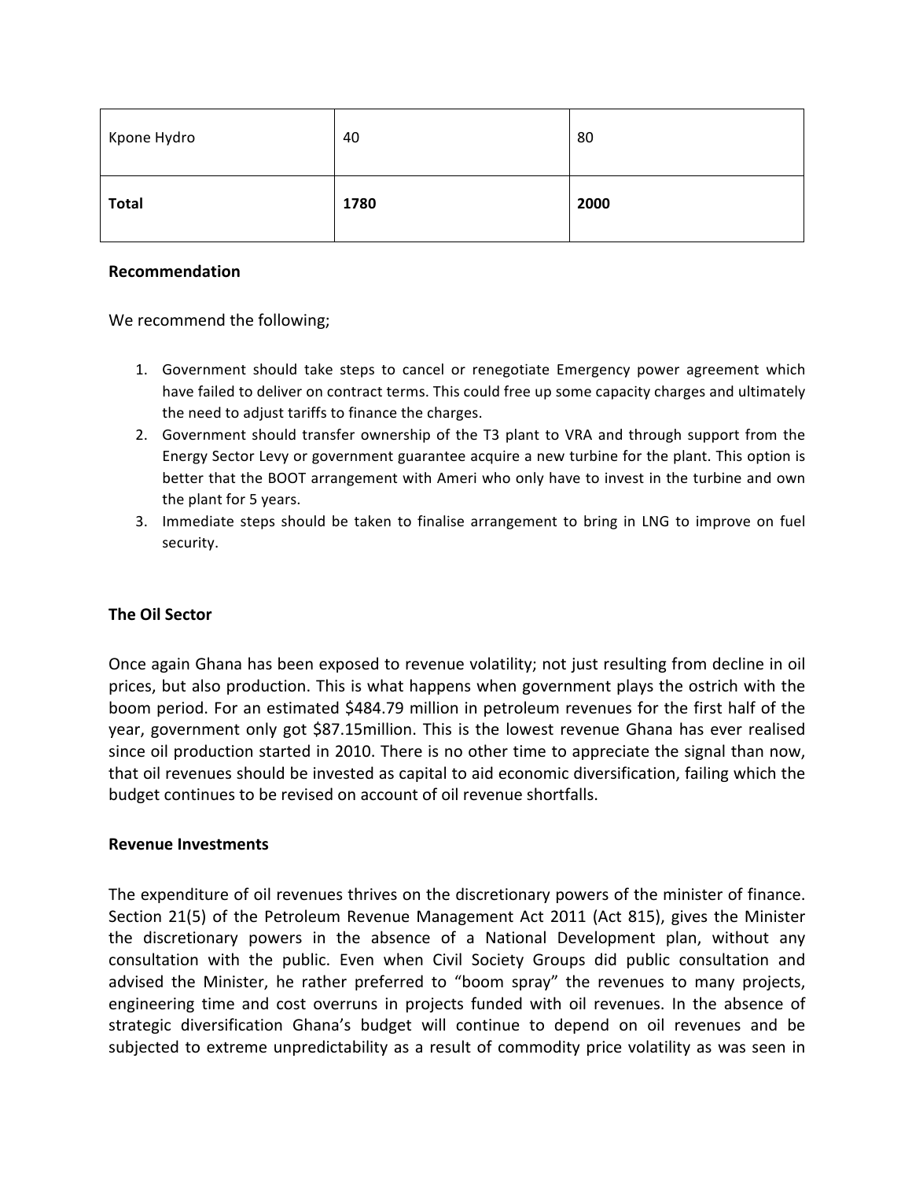| Kpone Hydro | 40 | 80 |
|---|---|---|
| **Total** | **1780** | **2000** |

**Recommendation**

We recommend the following;

1. Government should take steps to cancel or renegotiate Emergency power agreement which have failed to deliver on contract terms. This could free up some capacity charges and ultimately the need to adjust tariffs to finance the charges.
2. Government should transfer ownership of the T3 plant to VRA and through support from the Energy Sector Levy or government guarantee acquire a new turbine for the plant. This option is better that the BOOT arrangement with Ameri who only have to invest in the turbine and own the plant for 5 years.
3. Immediate steps should be taken to finalise arrangement to bring in LNG to improve on fuel security.

**The Oil Sector**

Once again Ghana has been exposed to revenue volatility; not just resulting from decline in oil prices, but also production. This is what happens when government plays the ostrich with the boom period. For an estimated $484.79 million in petroleum revenues for the first half of the year, government only got $87.15million. This is the lowest revenue Ghana has ever realised since oil production started in 2010. There is no other time to appreciate the signal than now, that oil revenues should be invested as capital to aid economic diversification, failing which the budget continues to be revised on account of oil revenue shortfalls.

**Revenue Investments**

The expenditure of oil revenues thrives on the discretionary powers of the minister of finance. Section 21(5) of the Petroleum Revenue Management Act 2011 (Act 815), gives the Minister the discretionary powers in the absence of a National Development plan, without any consultation with the public. Even when Civil Society Groups did public consultation and advised the Minister, he rather preferred to "boom spray" the revenues to many projects, engineering time and cost overruns in projects funded with oil revenues. In the absence of strategic diversification Ghana's budget will continue to depend on oil revenues and be subjected to extreme unpredictability as a result of commodity price volatility as was seen in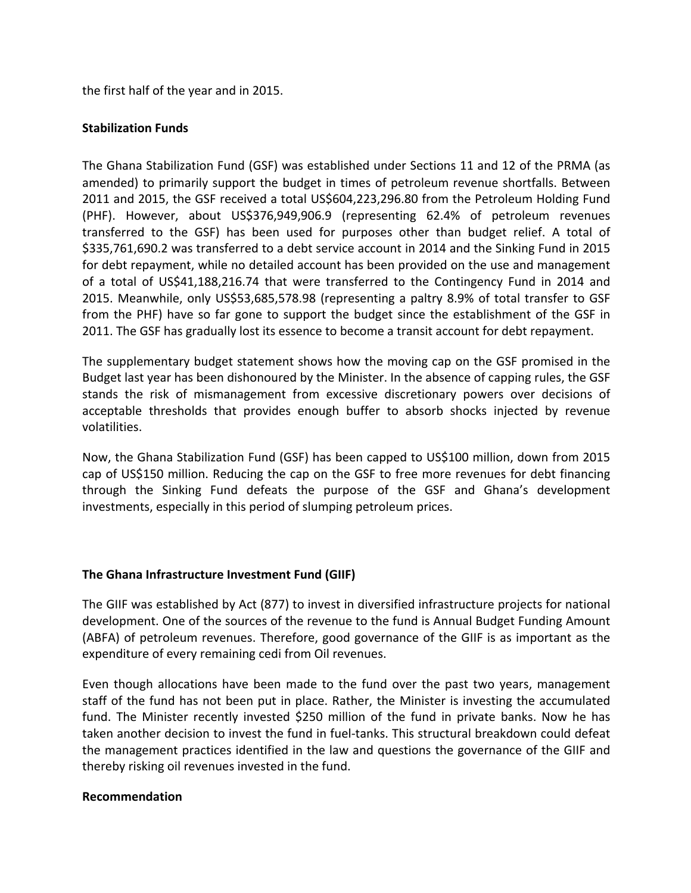the first half of the year and in 2015.

**Stabilization Funds**

The Ghana Stabilization Fund (GSF) was established under Sections 11 and 12 of the PRMA (as amended) to primarily support the budget in times of petroleum revenue shortfalls. Between 2011 and 2015, the GSF received a total US$604,223,296.80 from the Petroleum Holding Fund (PHF). However, about US$376,949,906.9 (representing 62.4% of petroleum revenues transferred to the GSF) has been used for purposes other than budget relief. A total of $335,761,690.2 was transferred to a debt service account in 2014 and the Sinking Fund in 2015 for debt repayment, while no detailed account has been provided on the use and management of a total of US$41,188,216.74 that were transferred to the Contingency Fund in 2014 and 2015. Meanwhile, only US$53,685,578.98 (representing a paltry 8.9% of total transfer to GSF from the PHF) have so far gone to support the budget since the establishment of the GSF in 2011. The GSF has gradually lost its essence to become a transit account for debt repayment.

The supplementary budget statement shows how the moving cap on the GSF promised in the Budget last year has been dishonoured by the Minister. In the absence of capping rules, the GSF stands the risk of mismanagement from excessive discretionary powers over decisions of acceptable thresholds that provides enough buffer to absorb shocks injected by revenue volatilities.

Now, the Ghana Stabilization Fund (GSF) has been capped to US$100 million, down from 2015 cap of US$150 million. Reducing the cap on the GSF to free more revenues for debt financing through the Sinking Fund defeats the purpose of the GSF and Ghana's development investments, especially in this period of slumping petroleum prices.

**The Ghana Infrastructure Investment Fund (GIIF)**

The GIIF was established by Act (877) to invest in diversified infrastructure projects for national development. One of the sources of the revenue to the fund is Annual Budget Funding Amount (ABFA) of petroleum revenues. Therefore, good governance of the GIIF is as important as the expenditure of every remaining cedi from Oil revenues.

Even though allocations have been made to the fund over the past two years, management staff of the fund has not been put in place. Rather, the Minister is investing the accumulated fund. The Minister recently invested $250 million of the fund in private banks. Now he has taken another decision to invest the fund in fuel-tanks. This structural breakdown could defeat the management practices identified in the law and questions the governance of the GIIF and thereby risking oil revenues invested in the fund.

**Recommendation**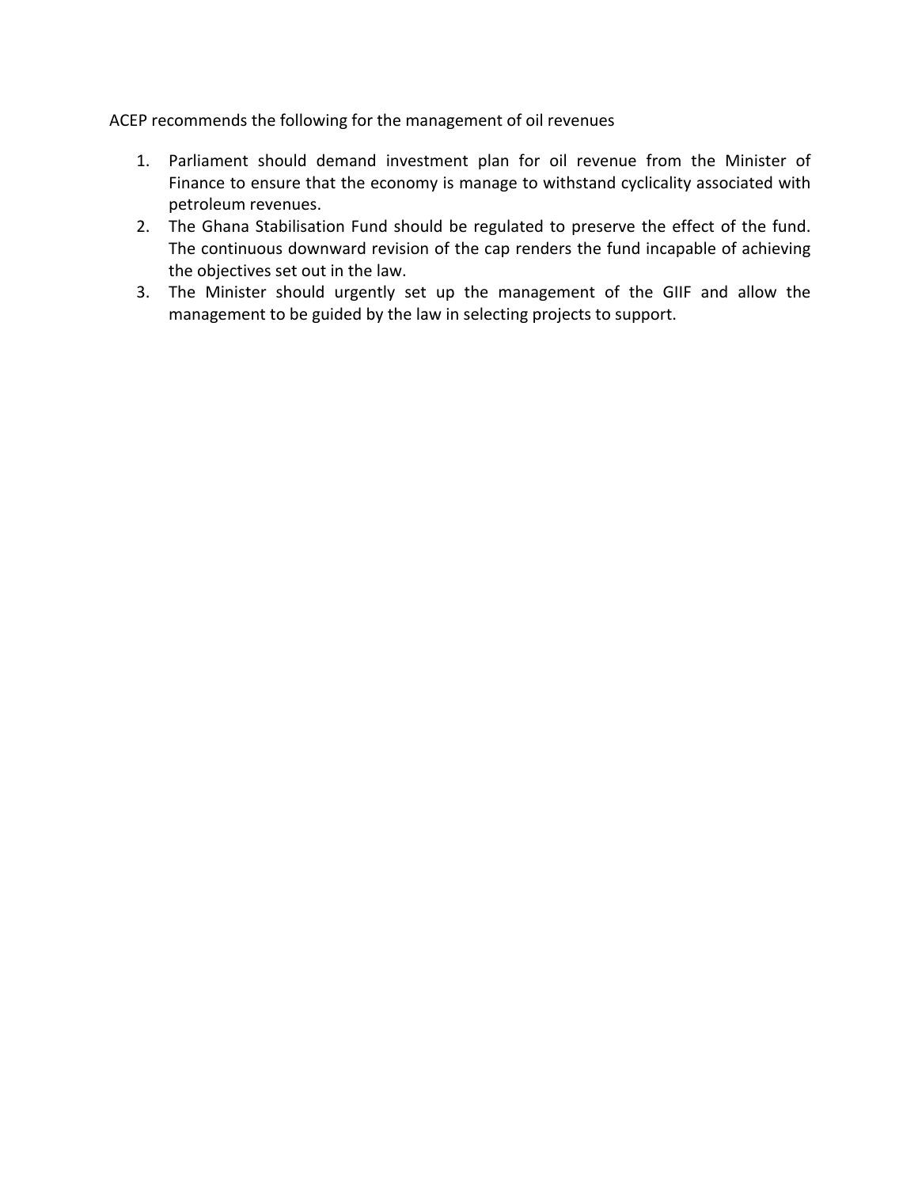ACEP recommends the following for the management of oil revenues

1. Parliament should demand investment plan for oil revenue from the Minister of Finance to ensure that the economy is manage to withstand cyclicality associated with petroleum revenues.
2. The Ghana Stabilisation Fund should be regulated to preserve the effect of the fund. The continuous downward revision of the cap renders the fund incapable of achieving the objectives set out in the law.
3. The Minister should urgently set up the management of the GIIF and allow the management to be guided by the law in selecting projects to support.